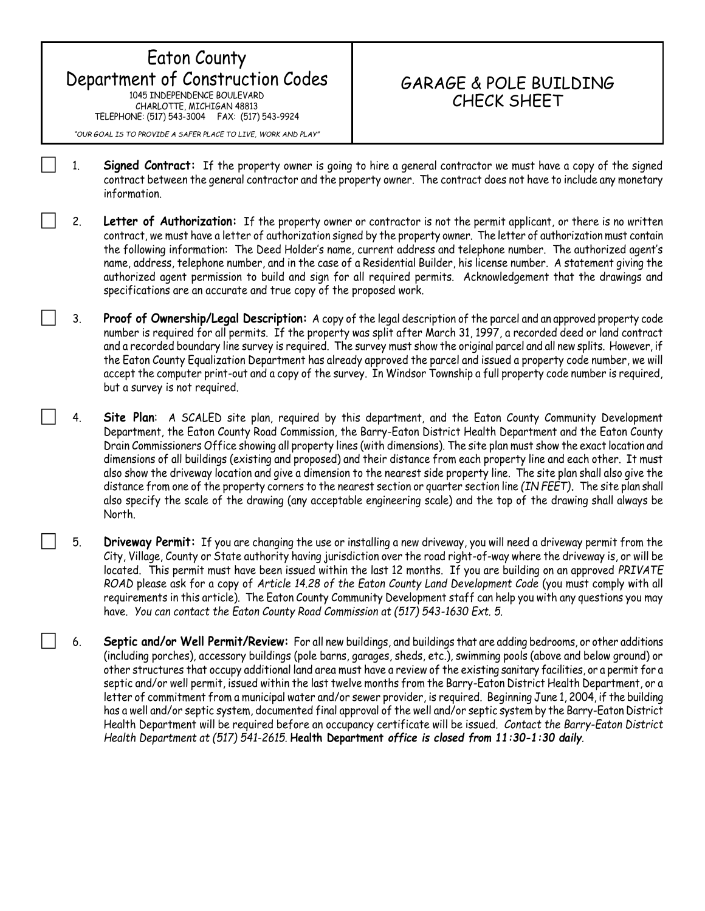# Eaton County Department of Construction Codes

1045 INDEPENDENCE BOULEVARD
CHARLOTTE, MICHIGAN 48813
TELEPHONE: (517) 543-3004    FAX: (517) 543-9924

*"OUR GOAL IS TO PROVIDE A SAFER PLACE TO LIVE, WORK AND PLAY"*

## GARAGE & POLE BUILDING CHECK SHEET

- [ ] 1. **Signed Contract:** If the property owner is going to hire a general contractor we must have a copy of the signed contract between the general contractor and the property owner. The contract does not have to include any monetary information.

- [ ] 2. **Letter of Authorization:** If the property owner or contractor is not the permit applicant, or there is no written contract, we must have a letter of authorization signed by the property owner. The letter of authorization must contain the following information: The Deed Holder's name, current address and telephone number. The authorized agent's name, address, telephone number, and in the case of a Residential Builder, his license number. A statement giving the authorized agent permission to build and sign for all required permits. Acknowledgement that the drawings and specifications are an accurate and true copy of the proposed work.

- [ ] 3. **Proof of Ownership/Legal Description:** A copy of the legal description of the parcel and an approved property code number is required for all permits. If the property was split after March 31, 1997, a recorded deed or land contract and a recorded boundary line survey is required. The survey must show the original parcel and all new splits. However, if the Eaton County Equalization Department has already approved the parcel and issued a property code number, we will accept the computer print-out and a copy of the survey. In Windsor Township a full property code number is required, but a survey is not required.

- [ ] 4. **Site Plan**: A SCALED site plan, required by this department, and the Eaton County Community Development Department, the Eaton County Road Commission, the Barry-Eaton District Health Department and the Eaton County Drain Commissioners Office showing all property lines (with dimensions). The site plan must show the exact location and dimensions of all buildings (existing and proposed) and their distance from each property line and each other. It must also show the driveway location and give a dimension to the nearest side property line. The site plan shall also give the distance from one of the property corners to the nearest section or quarter section line *(IN FEET)*. The site plan shall also specify the scale of the drawing (any acceptable engineering scale) and the top of the drawing shall always be North.

- [ ] 5. **Driveway Permit:** If you are changing the use or installing a new driveway, you will need a driveway permit from the City, Village, County or State authority having jurisdiction over the road right-of-way where the driveway is, or will be located. This permit must have been issued within the last 12 months. If you are building on an approved *PRIVATE ROAD* please ask for a copy of *Article 14.28 of the Eaton County Land Development Code* (you must comply with all requirements in this article). The Eaton County Community Development staff can help you with any questions you may have. *You can contact the Eaton County Road Commission at (517) 543-1630 Ext. 5.*

- [ ] 6. **Septic and/or Well Permit/Review:** For all new buildings, and buildings that are adding bedrooms, or other additions (including porches), accessory buildings (pole barns, garages, sheds, etc.), swimming pools (above and below ground) or other structures that occupy additional land area must have a review of the existing sanitary facilities, or a permit for a septic and/or well permit, issued within the last twelve months from the Barry-Eaton District Health Department, or a letter of commitment from a municipal water and/or sewer provider, is required. Beginning June 1, 2004, if the building has a well and/or septic system, documented final approval of the well and/or septic system by the Barry-Eaton District Health Department will be required before an occupancy certificate will be issued. *Contact the Barry-Eaton District Health Department at (517) 541-2615.* **Health Department** ***office is closed from 11:30-1:30 daily***.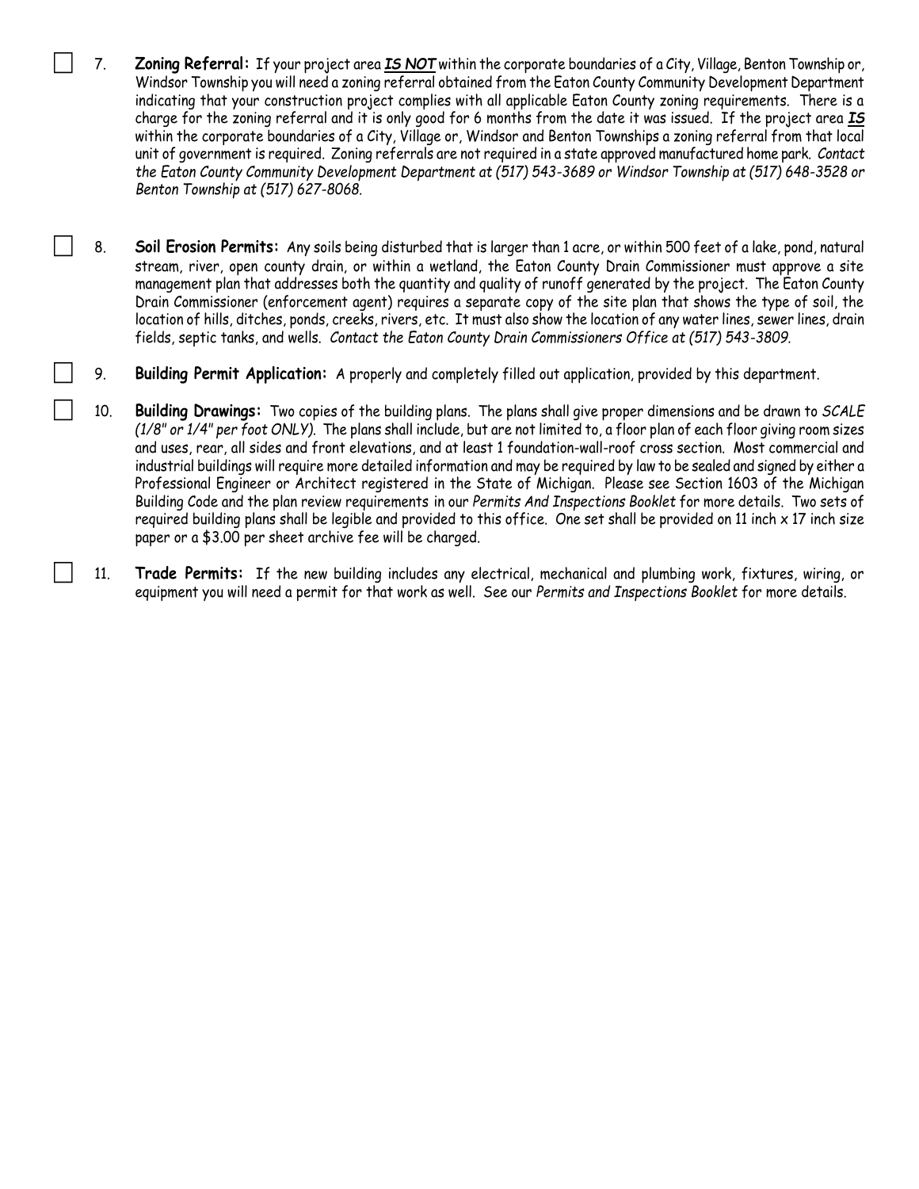- [ ] 7. **Zoning Referral:** If your project area ***IS NOT*** within the corporate boundaries of a City, Village, Benton Township or, Windsor Township you will need a zoning referral obtained from the Eaton County Community Development Department indicating that your construction project complies with all applicable Eaton County zoning requirements. There is a charge for the zoning referral and it is only good for 6 months from the date it was issued. If the project area ***IS*** within the corporate boundaries of a City, Village or, Windsor and Benton Townships a zoning referral from that local unit of government is required. Zoning referrals are not required in a state approved manufactured home park. *Contact the Eaton County Community Development Department at (517) 543-3689 or Windsor Township at (517) 648-3528 or Benton Township at (517) 627-8068.*

- [ ] 8. **Soil Erosion Permits:** Any soils being disturbed that is larger than 1 acre, or within 500 feet of a lake, pond, natural stream, river, open county drain, or within a wetland, the Eaton County Drain Commissioner must approve a site management plan that addresses both the quantity and quality of runoff generated by the project. The Eaton County Drain Commissioner (enforcement agent) requires a separate copy of the site plan that shows the type of soil, the location of hills, ditches, ponds, creeks, rivers, etc. It must also show the location of any water lines, sewer lines, drain fields, septic tanks, and wells. *Contact the Eaton County Drain Commissioners Office at (517) 543-3809.*

- [ ] 9. **Building Permit Application:** A properly and completely filled out application, provided by this department.

- [ ] 10. **Building Drawings:** Two copies of the building plans. The plans shall give proper dimensions and be drawn to *SCALE (1/8" or 1/4" per foot ONLY)*. The plans shall include, but are not limited to, a floor plan of each floor giving room sizes and uses, rear, all sides and front elevations, and at least 1 foundation-wall-roof cross section. Most commercial and industrial buildings will require more detailed information and may be required by law to be sealed and signed by either a Professional Engineer or Architect registered in the State of Michigan. Please see Section 1603 of the Michigan Building Code and the plan review requirements in our *Permits And Inspections Booklet* for more details. Two sets of required building plans shall be legible and provided to this office. One set shall be provided on 11 inch x 17 inch size paper or a $3.00 per sheet archive fee will be charged.

- [ ] 11. **Trade Permits:** If the new building includes any electrical, mechanical and plumbing work, fixtures, wiring, or equipment you will need a permit for that work as well. See our *Permits and Inspections Booklet* for more details.